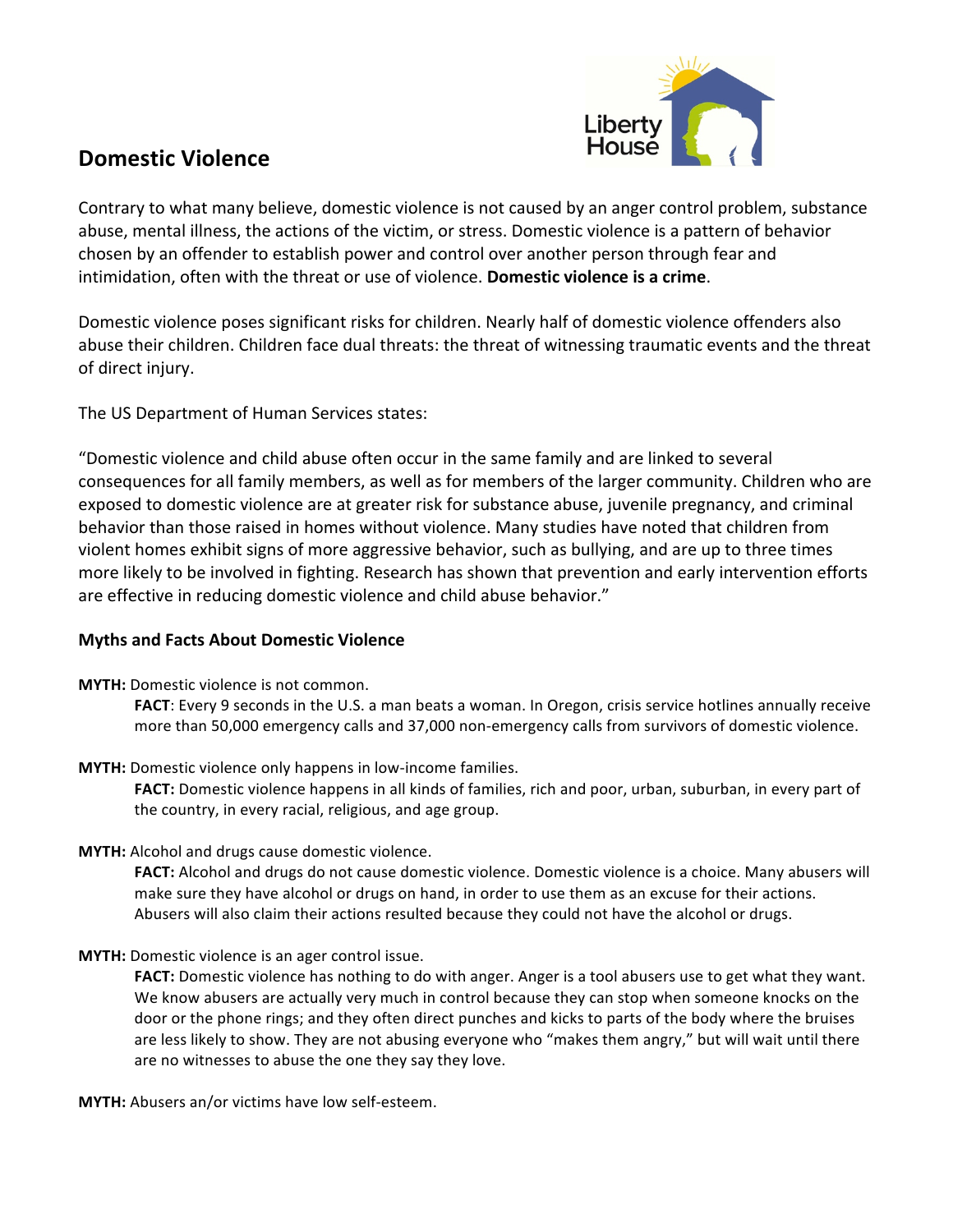## Domestic Violence

Contrary to what many believe, domestic violence is not caused by an anger control problem, substance abuse, mental illness, the actions of the victim, or stress. Domestic violence is a pattern of behavior chosen by an offender to establish power and control over another person through fear and intimidation, often with the threat or use of violence. **Domestic violence is a crime**.

Domestic violence poses significant risks for children. Nearly half of domestic violence offenders also abuse their children. Children face dual threats: the threat of witnessing traumatic events and the threat of direct injury.

The US Department of Human Services states:

"Domestic violence and child abuse often occur in the same family and are linked to several consequences for all family members, as well as for members of the larger community. Children who are exposed to domestic violence are at greater risk for substance abuse, juvenile pregnancy, and criminal behavior than those raised in homes without violence. Many studies have noted that children from violent homes exhibit signs of more aggressive behavior, such as bullying, and are up to three times more likely to be involved in fighting. Research has shown that prevention and early intervention efforts are effective in reducing domestic violence and child abuse behavior."

### Myths and Facts About Domestic Violence

**MYTH:** Domestic violence is not common.

> **FACT**: Every 9 seconds in the U.S. a man beats a woman. In Oregon, crisis service hotlines annually receive more than 50,000 emergency calls and 37,000 non-emergency calls from survivors of domestic violence.

**MYTH:** Domestic violence only happens in low-income families.

> **FACT:** Domestic violence happens in all kinds of families, rich and poor, urban, suburban, in every part of the country, in every racial, religious, and age group.

**MYTH:** Alcohol and drugs cause domestic violence.

> **FACT:** Alcohol and drugs do not cause domestic violence. Domestic violence is a choice. Many abusers will make sure they have alcohol or drugs on hand, in order to use them as an excuse for their actions. Abusers will also claim their actions resulted because they could not have the alcohol or drugs.

**MYTH:** Domestic violence is an ager control issue.

> **FACT:** Domestic violence has nothing to do with anger. Anger is a tool abusers use to get what they want. We know abusers are actually very much in control because they can stop when someone knocks on the door or the phone rings; and they often direct punches and kicks to parts of the body where the bruises are less likely to show. They are not abusing everyone who "makes them angry," but will wait until there are no witnesses to abuse the one they say they love.

**MYTH:** Abusers an/or victims have low self-esteem.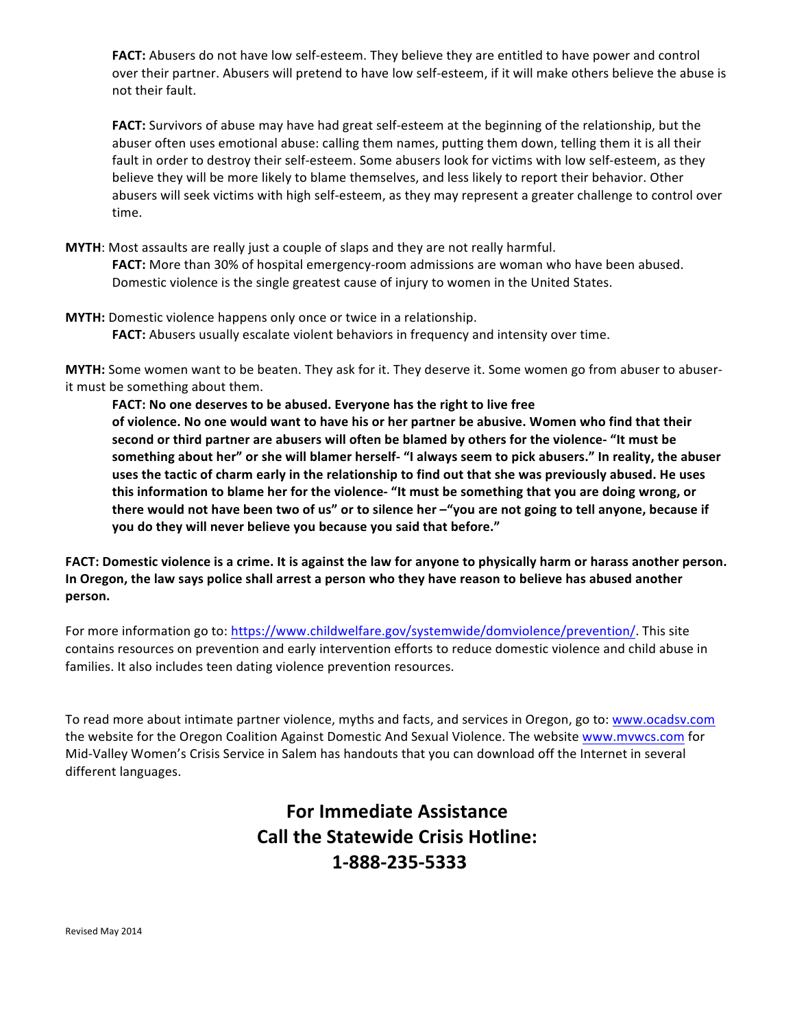**FACT:** Abusers do not have low self-esteem. They believe they are entitled to have power and control over their partner. Abusers will pretend to have low self-esteem, if it will make others believe the abuse is not their fault.

**FACT:** Survivors of abuse may have had great self-esteem at the beginning of the relationship, but the abuser often uses emotional abuse: calling them names, putting them down, telling them it is all their fault in order to destroy their self-esteem. Some abusers look for victims with low self-esteem, as they believe they will be more likely to blame themselves, and less likely to report their behavior. Other abusers will seek victims with high self-esteem, as they may represent a greater challenge to control over time.

**MYTH**: Most assaults are really just a couple of slaps and they are not really harmful.
**FACT:** More than 30% of hospital emergency-room admissions are woman who have been abused. Domestic violence is the single greatest cause of injury to women in the United States.

**MYTH:** Domestic violence happens only once or twice in a relationship.
**FACT:** Abusers usually escalate violent behaviors in frequency and intensity over time.

**MYTH:** Some women want to be beaten. They ask for it. They deserve it. Some women go from abuser to abuser- it must be something about them.
**FACT: No one deserves to be abused. Everyone has the right to live free of violence. No one would want to have his or her partner be abusive. Women who find that their second or third partner are abusers will often be blamed by others for the violence- "It must be something about her" or she will blamer herself- "I always seem to pick abusers." In reality, the abuser uses the tactic of charm early in the relationship to find out that she was previously abused. He uses this information to blame her for the violence- "It must be something that you are doing wrong, or there would not have been two of us" or to silence her –"you are not going to tell anyone, because if you do they will never believe you because you said that before."**

**FACT: Domestic violence is a crime. It is against the law for anyone to physically harm or harass another person. In Oregon, the law says police shall arrest a person who they have reason to believe has abused another person.**

For more information go to: https://www.childwelfare.gov/systemwide/domviolence/prevention/. This site contains resources on prevention and early intervention efforts to reduce domestic violence and child abuse in families. It also includes teen dating violence prevention resources.

To read more about intimate partner violence, myths and facts, and services in Oregon, go to: www.ocadsv.com the website for the Oregon Coalition Against Domestic And Sexual Violence. The website www.mvwcs.com for Mid-Valley Women's Crisis Service in Salem has handouts that you can download off the Internet in several different languages.

## For Immediate Assistance
## Call the Statewide Crisis Hotline:
## 1-888-235-5333

Revised May 2014